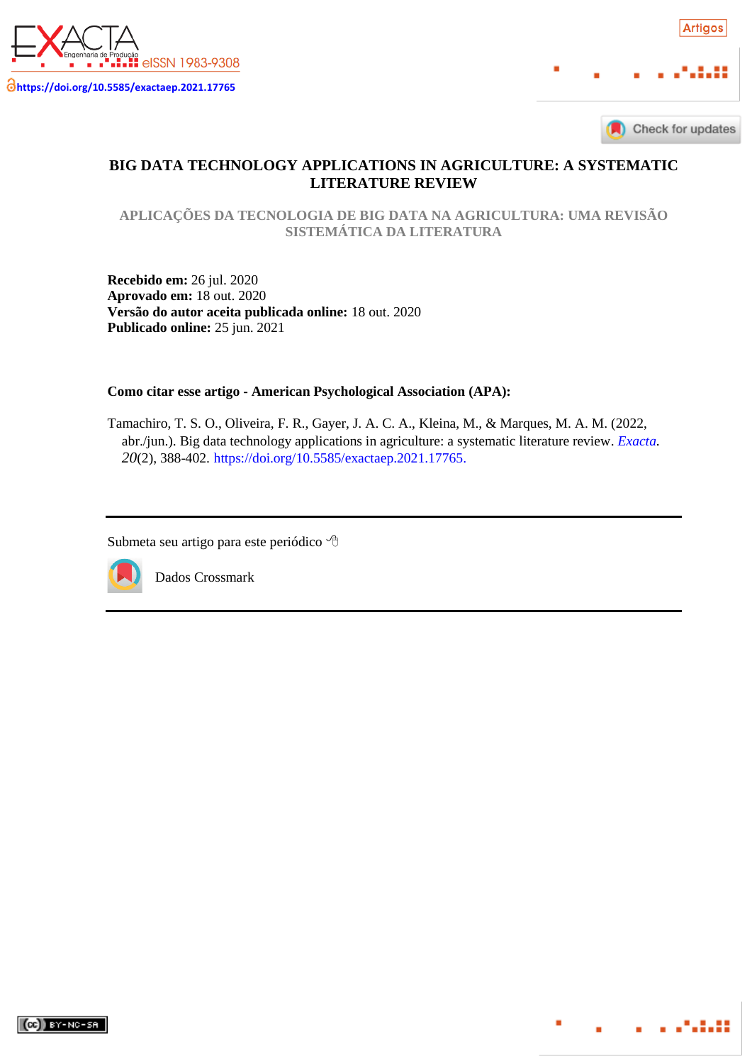https://doi.org/10.5585/exactaep.2021.17765

Artigos

# BIG DATA TECHNOLOGY APPLICATIONS IN AGRICULTURE: A SYSTEMATIC LITERATURE REVIEW

## APLICAÇÕES DA TECNOLOGIA DE BIG DATA NA AGRICULTURA: UMA REVISÃO SISTEMÁTICA DA LITERATURA

**Recebido em:** 26 jul. 2020
**Aprovado em:** 18 out. 2020
**Versão do autor aceita publicada online:** 18 out. 2020
**Publicado online:** 25 jun. 2021

**Como citar esse artigo - American Psychological Association (APA):**

Tamachiro, T. S. O., Oliveira, F. R., Gayer, J. A. C. A., Kleina, M., & Marques, M. A. M. (2022, abr./jun.). Big data technology applications in agriculture: a systematic literature review. *Exacta*. *20*(2), 388-402. https://doi.org/10.5585/exactaep.2021.17765.

---

Submeta seu artigo para este periódico

Dados Crossmark

---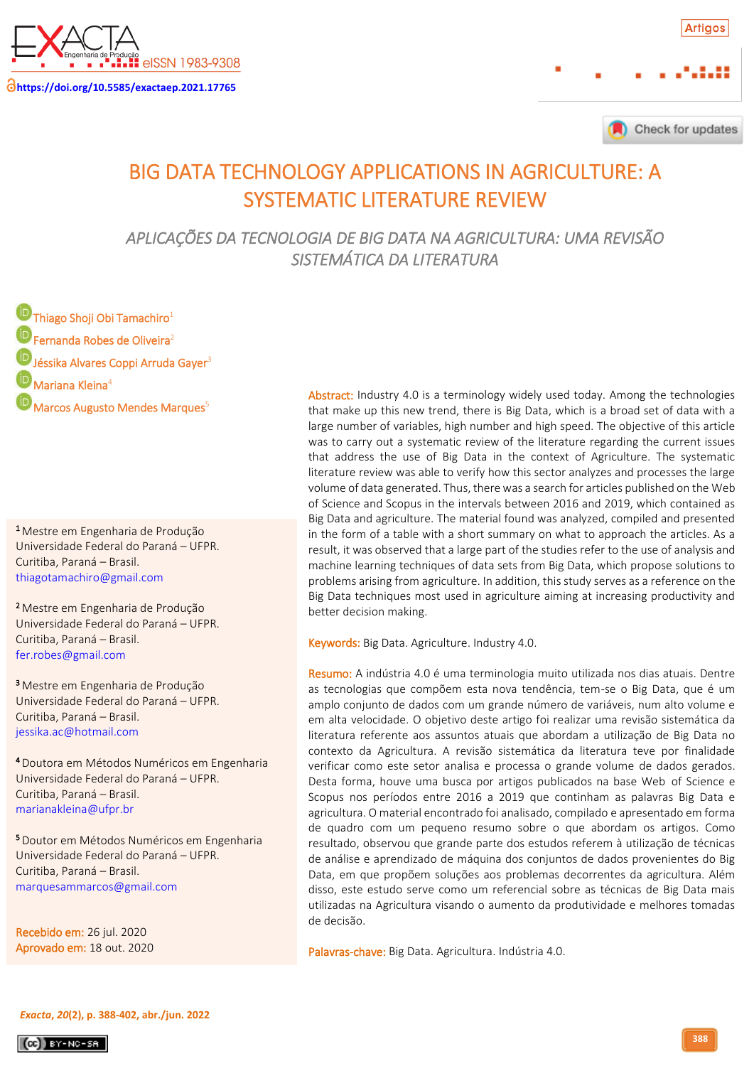# BIG DATA TECHNOLOGY APPLICATIONS IN AGRICULTURE: A SYSTEMATIC LITERATURE REVIEW

## *APLICAÇÕES DA TECNOLOGIA DE BIG DATA NA AGRICULTURA: UMA REVISÃO SISTEMÁTICA DA LITERATURA*

Thiago Shoji Obi Tamachiro[1]
Fernanda Robes de Oliveira[2]
Jéssika Alvares Coppi Arruda Gayer[3]
Mariana Kleina[4]
Marcos Augusto Mendes Marques[5]

[1] Mestre em Engenharia de Produção
Universidade Federal do Paraná – UFPR.
Curitiba, Paraná – Brasil.
thiagotamachiro@gmail.com

[2] Mestre em Engenharia de Produção
Universidade Federal do Paraná – UFPR.
Curitiba, Paraná – Brasil.
fer.robes@gmail.com

[3] Mestre em Engenharia de Produção
Universidade Federal do Paraná – UFPR.
Curitiba, Paraná – Brasil.
jessika.ac@hotmail.com

[4] Doutora em Métodos Numéricos em Engenharia
Universidade Federal do Paraná – UFPR.
Curitiba, Paraná – Brasil.
marianakleina@ufpr.br

[5] Doutor em Métodos Numéricos em Engenharia
Universidade Federal do Paraná – UFPR.
Curitiba, Paraná – Brasil.
marquesammarcos@gmail.com

Recebido em: 26 jul. 2020
Aprovado em: 18 out. 2020

**Abstract:** Industry 4.0 is a terminology widely used today. Among the technologies that make up this new trend, there is Big Data, which is a broad set of data with a large number of variables, high number and high speed. The objective of this article was to carry out a systematic review of the literature regarding the current issues that address the use of Big Data in the context of Agriculture. The systematic literature review was able to verify how this sector analyzes and processes the large volume of data generated. Thus, there was a search for articles published on the Web of Science and Scopus in the intervals between 2016 and 2019, which contained as Big Data and agriculture. The material found was analyzed, compiled and presented in the form of a table with a short summary on what to approach the articles. As a result, it was observed that a large part of the studies refer to the use of analysis and machine learning techniques of data sets from Big Data, which propose solutions to problems arising from agriculture. In addition, this study serves as a reference on the Big Data techniques most used in agriculture aiming at increasing productivity and better decision making.

**Keywords:** Big Data. Agriculture. Industry 4.0.

**Resumo:** A indústria 4.0 é uma terminologia muito utilizada nos dias atuais. Dentre as tecnologias que compõem esta nova tendência, tem-se o Big Data, que é um amplo conjunto de dados com um grande número de variáveis, num alto volume e em alta velocidade. O objetivo deste artigo foi realizar uma revisão sistemática da literatura referente aos assuntos atuais que abordam a utilização de Big Data no contexto da Agricultura. A revisão sistemática da literatura teve por finalidade verificar como este setor analisa e processa o grande volume de dados gerados. Desta forma, houve uma busca por artigos publicados na base Web of Science e Scopus nos períodos entre 2016 a 2019 que continham as palavras Big Data e agricultura. O material encontrado foi analisado, compilado e apresentado em forma de quadro com um pequeno resumo sobre o que abordam os artigos. Como resultado, observou que grande parte dos estudos referem à utilização de técnicas de análise e aprendizado de máquina dos conjuntos de dados provenientes do Big Data, em que propõem soluções aos problemas decorrentes da agricultura. Além disso, este estudo serve como um referencial sobre as técnicas de Big Data mais utilizadas na Agricultura visando o aumento da produtividade e melhores tomadas de decisão.

**Palavras-chave:** Big Data. Agricultura. Indústria 4.0.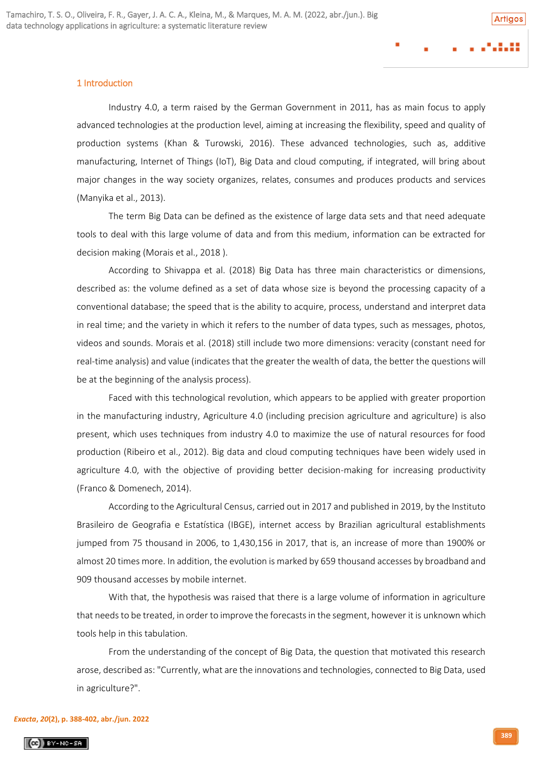## 1 Introduction

Industry 4.0, a term raised by the German Government in 2011, has as main focus to apply advanced technologies at the production level, aiming at increasing the flexibility, speed and quality of production systems (Khan & Turowski, 2016). These advanced technologies, such as, additive manufacturing, Internet of Things (IoT), Big Data and cloud computing, if integrated, will bring about major changes in the way society organizes, relates, consumes and produces products and services (Manyika et al., 2013).

The term Big Data can be defined as the existence of large data sets and that need adequate tools to deal with this large volume of data and from this medium, information can be extracted for decision making (Morais et al., 2018 ).

According to Shivappa et al. (2018) Big Data has three main characteristics or dimensions, described as: the volume defined as a set of data whose size is beyond the processing capacity of a conventional database; the speed that is the ability to acquire, process, understand and interpret data in real time; and the variety in which it refers to the number of data types, such as messages, photos, videos and sounds. Morais et al. (2018) still include two more dimensions: veracity (constant need for real-time analysis) and value (indicates that the greater the wealth of data, the better the questions will be at the beginning of the analysis process).

Faced with this technological revolution, which appears to be applied with greater proportion in the manufacturing industry, Agriculture 4.0 (including precision agriculture and agriculture) is also present, which uses techniques from industry 4.0 to maximize the use of natural resources for food production (Ribeiro et al., 2012). Big data and cloud computing techniques have been widely used in agriculture 4.0, with the objective of providing better decision-making for increasing productivity (Franco & Domenech, 2014).

According to the Agricultural Census, carried out in 2017 and published in 2019, by the Instituto Brasileiro de Geografia e Estatística (IBGE), internet access by Brazilian agricultural establishments jumped from 75 thousand in 2006, to 1,430,156 in 2017, that is, an increase of more than 1900% or almost 20 times more. In addition, the evolution is marked by 659 thousand accesses by broadband and 909 thousand accesses by mobile internet.

With that, the hypothesis was raised that there is a large volume of information in agriculture that needs to be treated, in order to improve the forecasts in the segment, however it is unknown which tools help in this tabulation.

From the understanding of the concept of Big Data, the question that motivated this research arose, described as: "Currently, what are the innovations and technologies, connected to Big Data, used in agriculture?".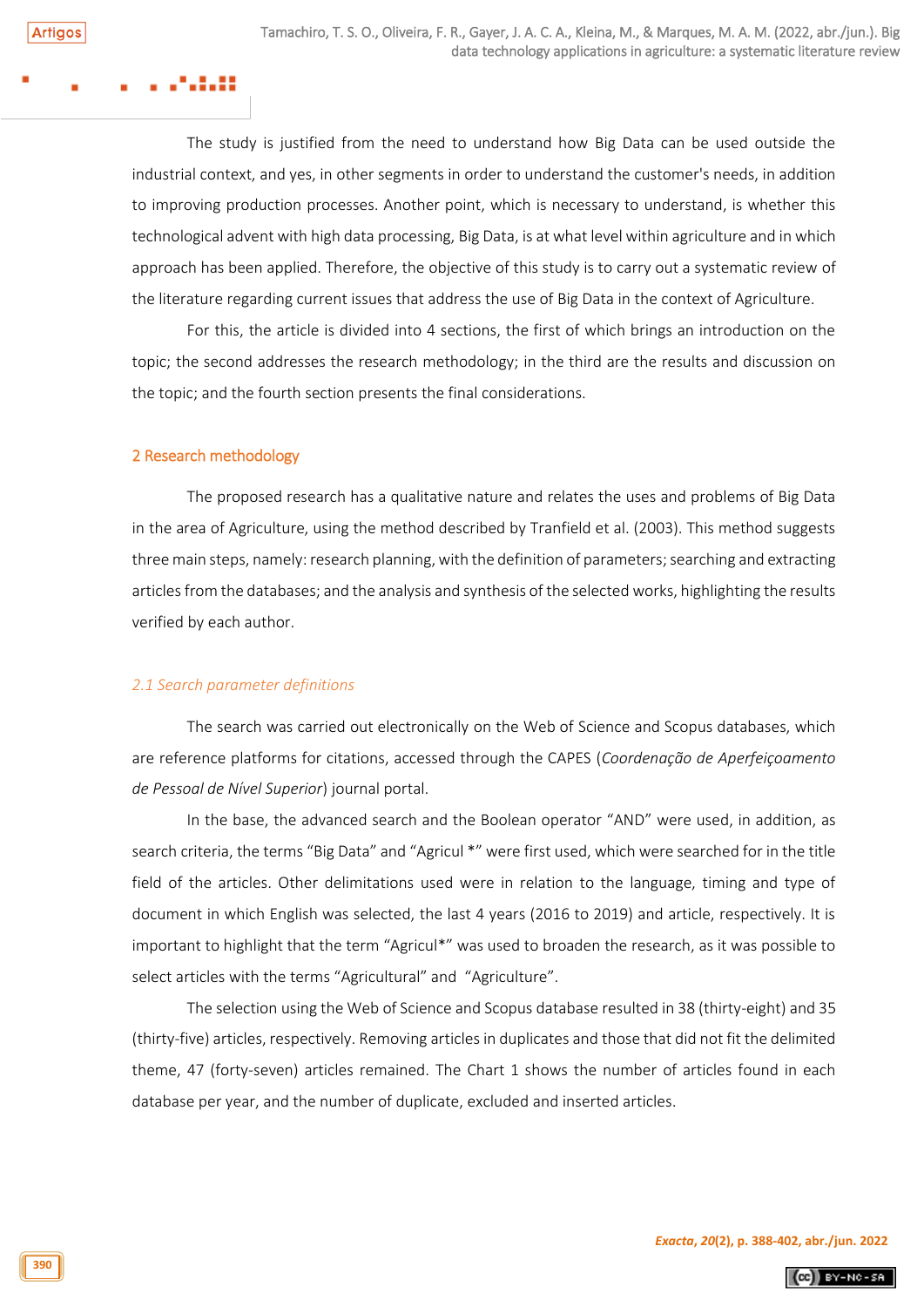The study is justified from the need to understand how Big Data can be used outside the industrial context, and yes, in other segments in order to understand the customer's needs, in addition to improving production processes. Another point, which is necessary to understand, is whether this technological advent with high data processing, Big Data, is at what level within agriculture and in which approach has been applied. Therefore, the objective of this study is to carry out a systematic review of the literature regarding current issues that address the use of Big Data in the context of Agriculture.

For this, the article is divided into 4 sections, the first of which brings an introduction on the topic; the second addresses the research methodology; in the third are the results and discussion on the topic; and the fourth section presents the final considerations.

## 2 Research methodology

The proposed research has a qualitative nature and relates the uses and problems of Big Data in the area of Agriculture, using the method described by Tranfield et al. (2003). This method suggests three main steps, namely: research planning, with the definition of parameters; searching and extracting articles from the databases; and the analysis and synthesis of the selected works, highlighting the results verified by each author.

### *2.1 Search parameter definitions*

The search was carried out electronically on the Web of Science and Scopus databases, which are reference platforms for citations, accessed through the CAPES (*Coordenação de Aperfeiçoamento de Pessoal de Nível Superior*) journal portal.

In the base, the advanced search and the Boolean operator "AND" were used, in addition, as search criteria, the terms "Big Data" and "Agricul *" were first used, which were searched for in the title field of the articles. Other delimitations used were in relation to the language, timing and type of document in which English was selected, the last 4 years (2016 to 2019) and article, respectively. It is important to highlight that the term "Agricul*" was used to broaden the research, as it was possible to select articles with the terms "Agricultural" and "Agriculture".

The selection using the Web of Science and Scopus database resulted in 38 (thirty-eight) and 35 (thirty-five) articles, respectively. Removing articles in duplicates and those that did not fit the delimited theme, 47 (forty-seven) articles remained. The Chart 1 shows the number of articles found in each database per year, and the number of duplicate, excluded and inserted articles.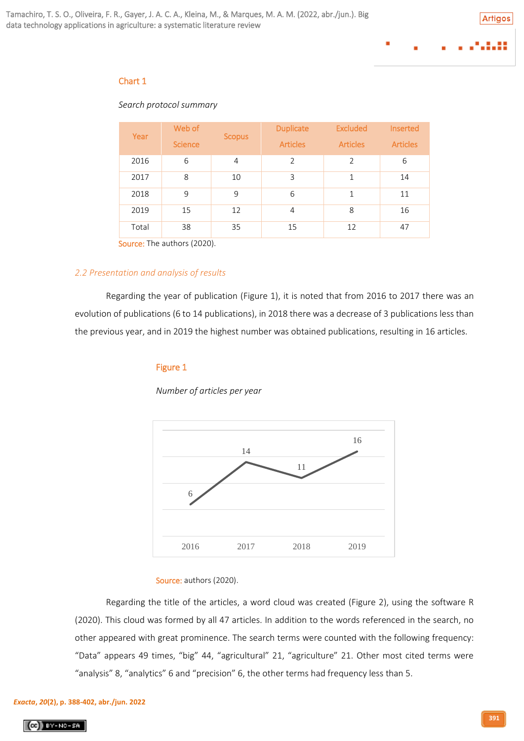Chart 1

*Search protocol summary*

| Year | Web of Science | Scopus | Duplicate Articles | Excluded Articles | Inserted Articles |
|---|---|---|---|---|---|
| 2016 | 6 | 4 | 2 | 2 | 6 |
| 2017 | 8 | 10 | 3 | 1 | 14 |
| 2018 | 9 | 9 | 6 | 1 | 11 |
| 2019 | 15 | 12 | 4 | 8 | 16 |
| Total | 38 | 35 | 15 | 12 | 47 |

Source: The authors (2020).

### 2.2 Presentation and analysis of results

Regarding the year of publication (Figure 1), it is noted that from 2016 to 2017 there was an evolution of publications (6 to 14 publications), in 2018 there was a decrease of 3 publications less than the previous year, and in 2019 the highest number was obtained publications, resulting in 16 articles.

Figure 1

*Number of articles per year*

| Year | Articles |
|---|---|
| 2016 | 6 |
| 2017 | 14 |
| 2018 | 11 |
| 2019 | 16 |

Source: authors (2020).

Regarding the title of the articles, a word cloud was created (Figure 2), using the software R (2020). This cloud was formed by all 47 articles. In addition to the words referenced in the search, no other appeared with great prominence. The search terms were counted with the following frequency: "Data" appears 49 times, "big" 44, "agricultural" 21, "agriculture" 21. Other most cited terms were "analysis" 8, "analytics" 6 and "precision" 6, the other terms had frequency less than 5.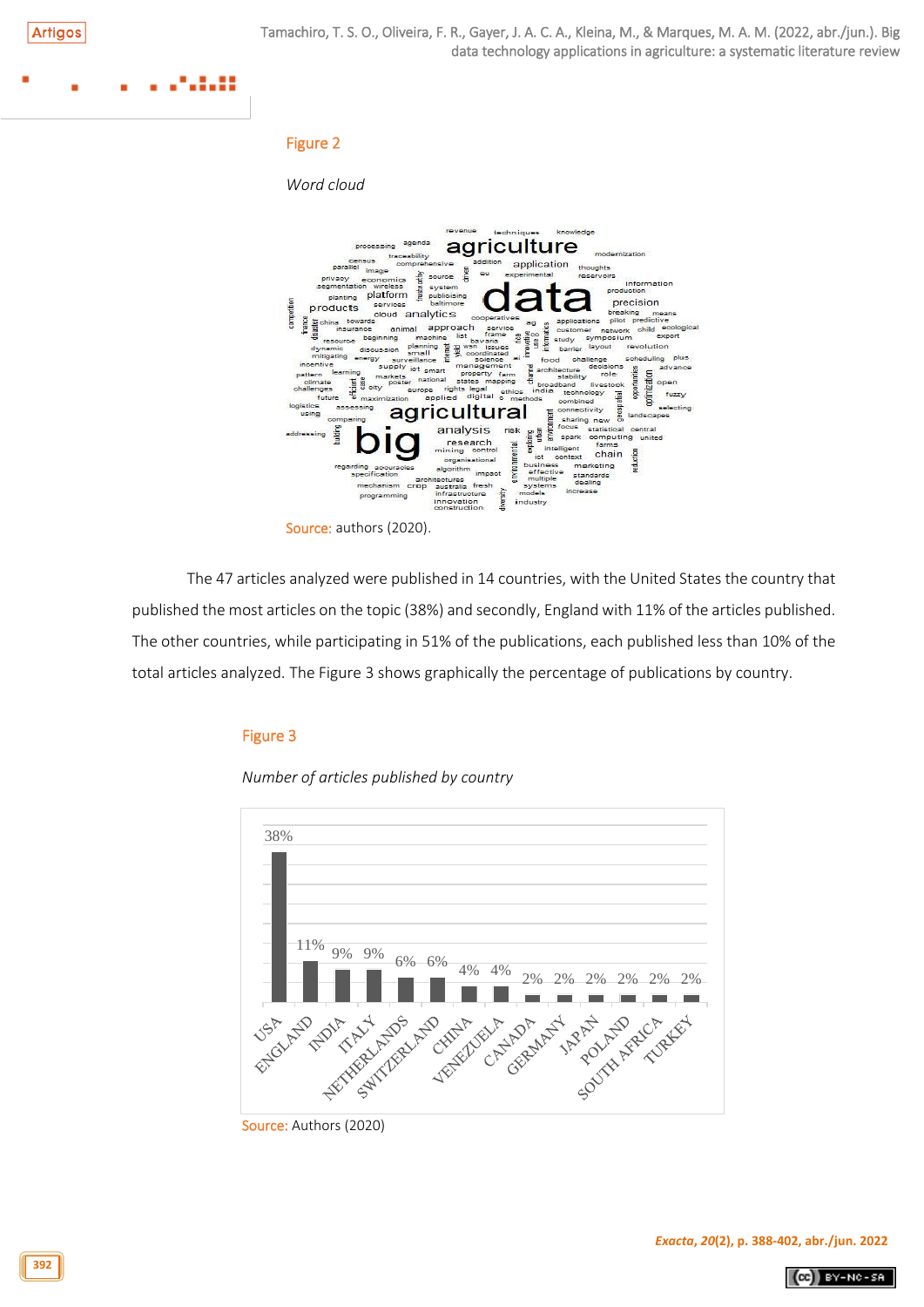Figure 2

*Word cloud*

Source: authors (2020).

The 47 articles analyzed were published in 14 countries, with the United States the country that published the most articles on the topic (38%) and secondly, England with 11% of the articles published. The other countries, while participating in 51% of the publications, each published less than 10% of the total articles analyzed. The Figure 3 shows graphically the percentage of publications by country.

Figure 3

*Number of articles published by country*

| Country | % |
|---|---|
| USA | 38% |
| ENGLAND | 11% |
| INDIA | 9% |
| ITALY | 9% |
| NETHERLANDS | 6% |
| SWITZERLAND | 6% |
| CHINA | 4% |
| VENEZUELA | 4% |
| CANADA | 2% |
| GERMANY | 2% |
| JAPAN | 2% |
| POLAND | 2% |
| SOUTH AFRICA | 2% |
| TURKEY | 2% |

Source: Authors (2020)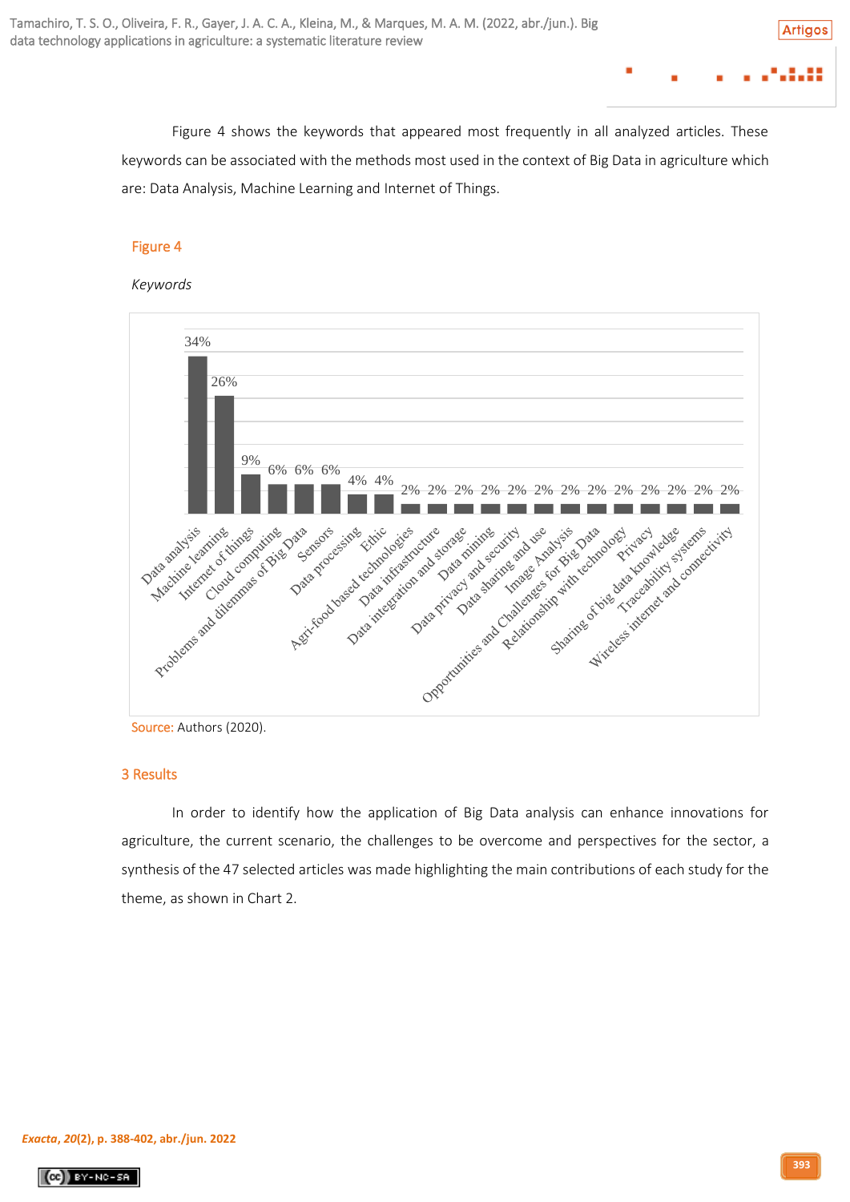Figure 4 shows the keywords that appeared most frequently in all analyzed articles. These keywords can be associated with the methods most used in the context of Big Data in agriculture which are: Data Analysis, Machine Learning and Internet of Things.

**Figure 4**

*Keywords*

| Keyword | % |
|---|---|
| Data analysis | 34% |
| Machine learning | 26% |
| Internet of things | 9% |
| Cloud computing | 6% |
| Problems and dilemmas of Big Data | 6% |
| Sensors | 6% |
| Data processing | 4% |
| Ethic | 4% |
| Agri-food based technologies | 2% |
| Data infrastructure | 2% |
| Data integration and storage | 2% |
| Data mining | 2% |
| Data privacy and security | 2% |
| Data sharing and use | 2% |
| Image Analysis | 2% |
| Opportunities and Challenges for Big Data | 2% |
| Relationship with technology | 2% |
| Privacy | 2% |
| Sharing of big data knowledge | 2% |
| Traceability systems | 2% |
| Wireless internet and connectivity | 2% |

Source: Authors (2020).

## 3 Results

In order to identify how the application of Big Data analysis can enhance innovations for agriculture, the current scenario, the challenges to be overcome and perspectives for the sector, a synthesis of the 47 selected articles was made highlighting the main contributions of each study for the theme, as shown in Chart 2.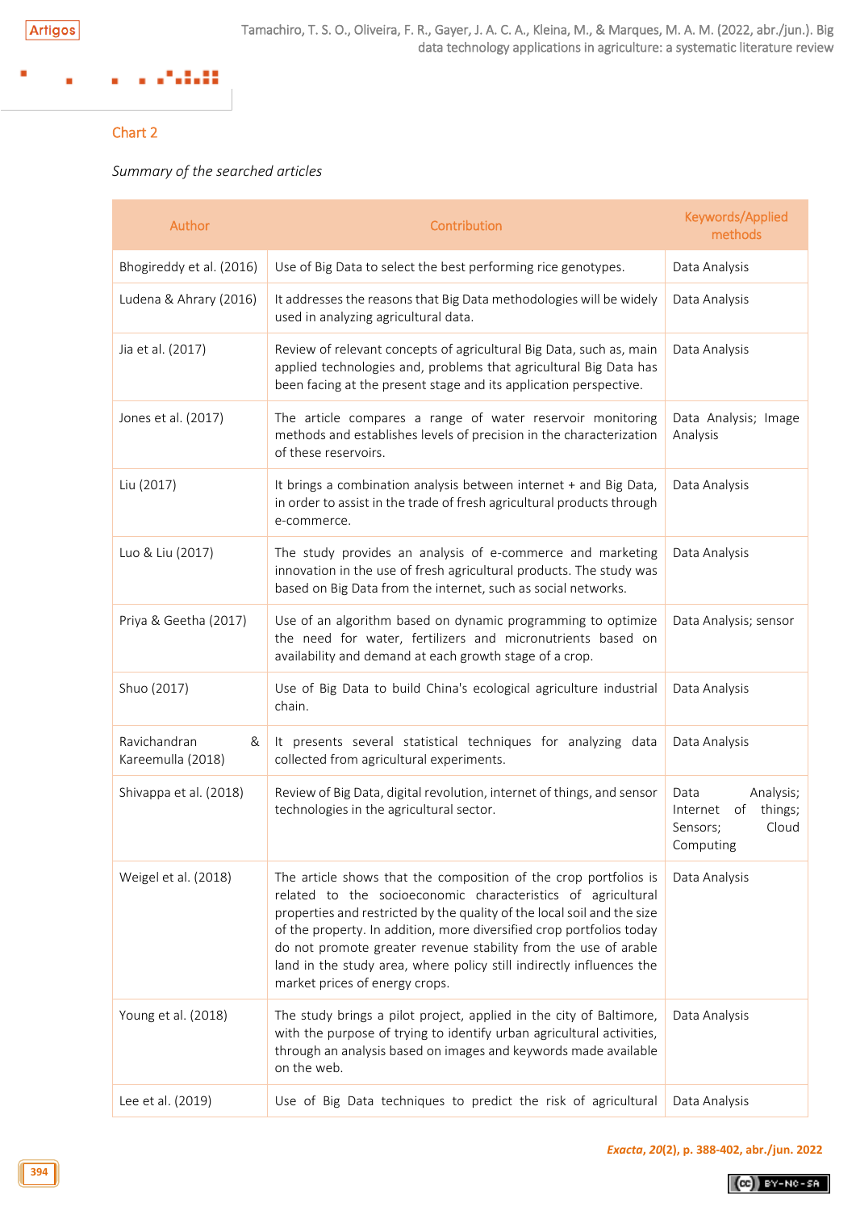Chart 2

*Summary of the searched articles*

| Author | Contribution | Keywords/Applied methods |
|---|---|---|
| Bhogireddy et al. (2016) | Use of Big Data to select the best performing rice genotypes. | Data Analysis |
| Ludena & Ahrary (2016) | It addresses the reasons that Big Data methodologies will be widely used in analyzing agricultural data. | Data Analysis |
| Jia et al. (2017) | Review of relevant concepts of agricultural Big Data, such as, main applied technologies and, problems that agricultural Big Data has been facing at the present stage and its application perspective. | Data Analysis |
| Jones et al. (2017) | The article compares a range of water reservoir monitoring methods and establishes levels of precision in the characterization of these reservoirs. | Data Analysis; Image Analysis |
| Liu (2017) | It brings a combination analysis between internet + and Big Data, in order to assist in the trade of fresh agricultural products through e-commerce. | Data Analysis |
| Luo & Liu (2017) | The study provides an analysis of e-commerce and marketing innovation in the use of fresh agricultural products. The study was based on Big Data from the internet, such as social networks. | Data Analysis |
| Priya & Geetha (2017) | Use of an algorithm based on dynamic programming to optimize the need for water, fertilizers and micronutrients based on availability and demand at each growth stage of a crop. | Data Analysis; sensor |
| Shuo (2017) | Use of Big Data to build China's ecological agriculture industrial chain. | Data Analysis |
| Ravichandran & Kareemulla (2018) | It presents several statistical techniques for analyzing data collected from agricultural experiments. | Data Analysis |
| Shivappa et al. (2018) | Review of Big Data, digital revolution, internet of things, and sensor technologies in the agricultural sector. | Data Analysis; Internet of things; Sensors; Cloud Computing |
| Weigel et al. (2018) | The article shows that the composition of the crop portfolios is related to the socioeconomic characteristics of agricultural properties and restricted by the quality of the local soil and the size of the property. In addition, more diversified crop portfolios today do not promote greater revenue stability from the use of arable land in the study area, where policy still indirectly influences the market prices of energy crops. | Data Analysis |
| Young et al. (2018) | The study brings a pilot project, applied in the city of Baltimore, with the purpose of trying to identify urban agricultural activities, through an analysis based on images and keywords made available on the web. | Data Analysis |
| Lee et al. (2019) | Use of Big Data techniques to predict the risk of agricultural | Data Analysis |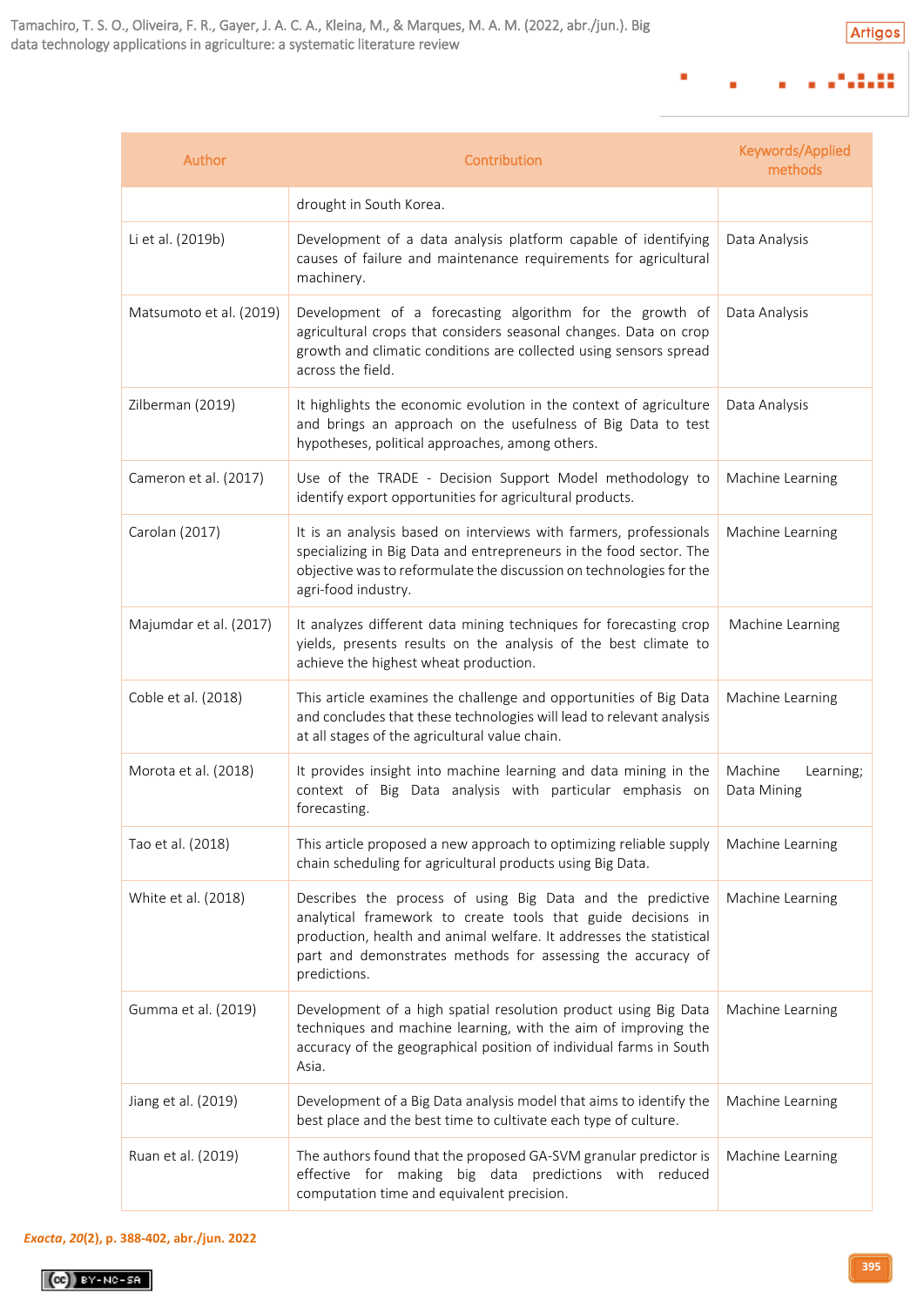| Author | Contribution | Keywords/Applied methods |
|---|---|---|
| | drought in South Korea. | |
| Li et al. (2019b) | Development of a data analysis platform capable of identifying causes of failure and maintenance requirements for agricultural machinery. | Data Analysis |
| Matsumoto et al. (2019) | Development of a forecasting algorithm for the growth of agricultural crops that considers seasonal changes. Data on crop growth and climatic conditions are collected using sensors spread across the field. | Data Analysis |
| Zilberman (2019) | It highlights the economic evolution in the context of agriculture and brings an approach on the usefulness of Big Data to test hypotheses, political approaches, among others. | Data Analysis |
| Cameron et al. (2017) | Use of the TRADE - Decision Support Model methodology to identify export opportunities for agricultural products. | Machine Learning |
| Carolan (2017) | It is an analysis based on interviews with farmers, professionals specializing in Big Data and entrepreneurs in the food sector. The objective was to reformulate the discussion on technologies for the agri-food industry. | Machine Learning |
| Majumdar et al. (2017) | It analyzes different data mining techniques for forecasting crop yields, presents results on the analysis of the best climate to achieve the highest wheat production. | Machine Learning |
| Coble et al. (2018) | This article examines the challenge and opportunities of Big Data and concludes that these technologies will lead to relevant analysis at all stages of the agricultural value chain. | Machine Learning |
| Morota et al. (2018) | It provides insight into machine learning and data mining in the context of Big Data analysis with particular emphasis on forecasting. | Machine Learning; Data Mining |
| Tao et al. (2018) | This article proposed a new approach to optimizing reliable supply chain scheduling for agricultural products using Big Data. | Machine Learning |
| White et al. (2018) | Describes the process of using Big Data and the predictive analytical framework to create tools that guide decisions in production, health and animal welfare. It addresses the statistical part and demonstrates methods for assessing the accuracy of predictions. | Machine Learning |
| Gumma et al. (2019) | Development of a high spatial resolution product using Big Data techniques and machine learning, with the aim of improving the accuracy of the geographical position of individual farms in South Asia. | Machine Learning |
| Jiang et al. (2019) | Development of a Big Data analysis model that aims to identify the best place and the best time to cultivate each type of culture. | Machine Learning |
| Ruan et al. (2019) | The authors found that the proposed GA-SVM granular predictor is effective for making big data predictions with reduced computation time and equivalent precision. | Machine Learning |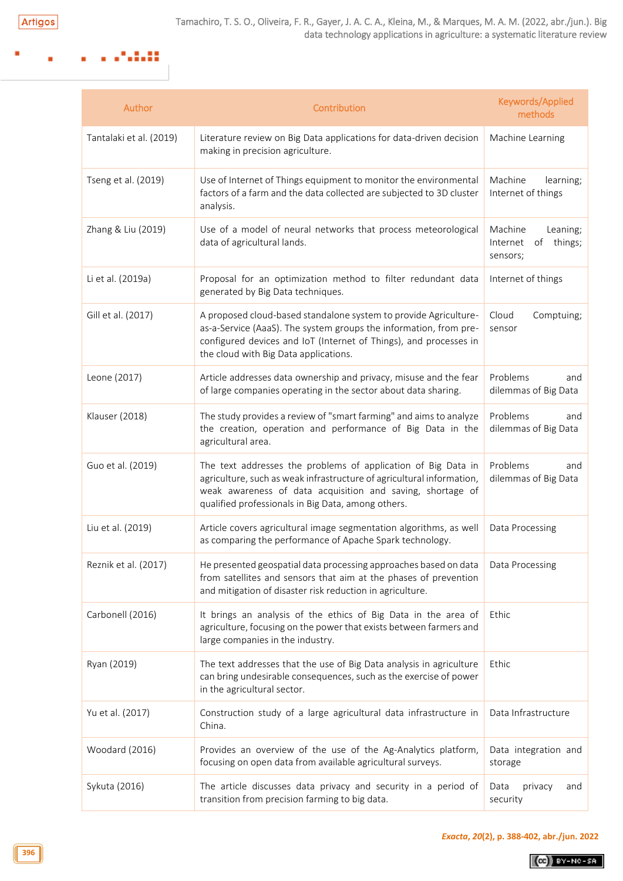| Author | Contribution | Keywords/Applied methods |
|---|---|---|
| Tantalaki et al. (2019) | Literature review on Big Data applications for data-driven decision making in precision agriculture. | Machine Learning |
| Tseng et al. (2019) | Use of Internet of Things equipment to monitor the environmental factors of a farm and the data collected are subjected to 3D cluster analysis. | Machine learning; Internet of things |
| Zhang & Liu (2019) | Use of a model of neural networks that process meteorological data of agricultural lands. | Machine Leaning; Internet of things; sensors; |
| Li et al. (2019a) | Proposal for an optimization method to filter redundant data generated by Big Data techniques. | Internet of things |
| Gill et al. (2017) | A proposed cloud-based standalone system to provide Agriculture-as-a-Service (AaaS). The system groups the information, from pre-configured devices and IoT (Internet of Things), and processes in the cloud with Big Data applications. | Cloud Compting; sensor |
| Leone (2017) | Article addresses data ownership and privacy, misuse and the fear of large companies operating in the sector about data sharing. | Problems and dilemmas of Big Data |
| Klauser (2018) | The study provides a review of "smart farming" and aims to analyze the creation, operation and performance of Big Data in the agricultural area. | Problems and dilemmas of Big Data |
| Guo et al. (2019) | The text addresses the problems of application of Big Data in agriculture, such as weak infrastructure of agricultural information, weak awareness of data acquisition and saving, shortage of qualified professionals in Big Data, among others. | Problems and dilemmas of Big Data |
| Liu et al. (2019) | Article covers agricultural image segmentation algorithms, as well as comparing the performance of Apache Spark technology. | Data Processing |
| Reznik et al. (2017) | He presented geospatial data processing approaches based on data from satellites and sensors that aim at the phases of prevention and mitigation of disaster risk reduction in agriculture. | Data Processing |
| Carbonell (2016) | It brings an analysis of the ethics of Big Data in the area of agriculture, focusing on the power that exists between farmers and large companies in the industry. | Ethic |
| Ryan (2019) | The text addresses that the use of Big Data analysis in agriculture can bring undesirable consequences, such as the exercise of power in the agricultural sector. | Ethic |
| Yu et al. (2017) | Construction study of a large agricultural data infrastructure in China. | Data Infrastructure |
| Woodard (2016) | Provides an overview of the use of the Ag-Analytics platform, focusing on open data from available agricultural surveys. | Data integration and storage |
| Sykuta (2016) | The article discusses data privacy and security in a period of transition from precision farming to big data. | Data privacy and security |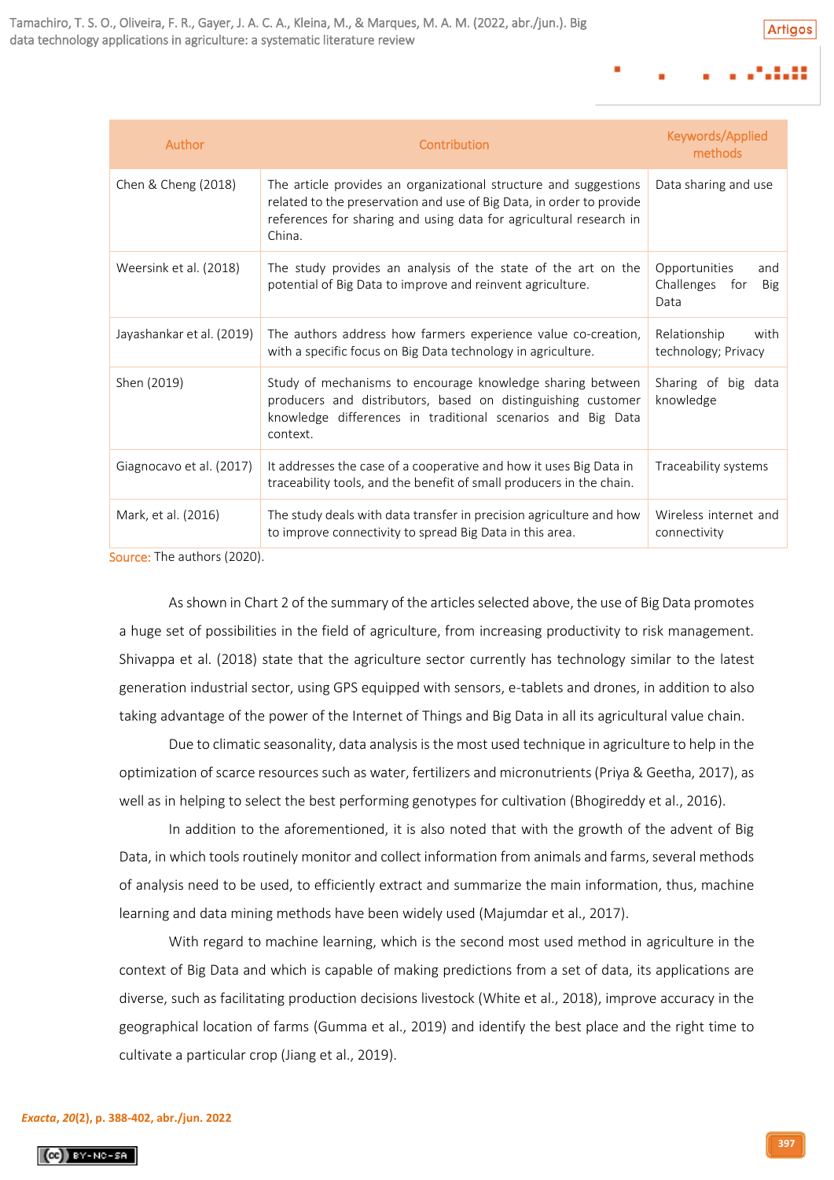| Author | Contribution | Keywords/Applied methods |
|---|---|---|
| Chen & Cheng (2018) | The article provides an organizational structure and suggestions related to the preservation and use of Big Data, in order to provide references for sharing and using data for agricultural research in China. | Data sharing and use |
| Weersink et al. (2018) | The study provides an analysis of the state of the art on the potential of Big Data to improve and reinvent agriculture. | Opportunities and Challenges for Big Data |
| Jayashankar et al. (2019) | The authors address how farmers experience value co-creation, with a specific focus on Big Data technology in agriculture. | Relationship with technology; Privacy |
| Shen (2019) | Study of mechanisms to encourage knowledge sharing between producers and distributors, based on distinguishing customer knowledge differences in traditional scenarios and Big Data context. | Sharing of big data knowledge |
| Giagnocavo et al. (2017) | It addresses the case of a cooperative and how it uses Big Data in traceability tools, and the benefit of small producers in the chain. | Traceability systems |
| Mark, et al. (2016) | The study deals with data transfer in precision agriculture and how to improve connectivity to spread Big Data in this area. | Wireless internet and connectivity |

Source: The authors (2020).

As shown in Chart 2 of the summary of the articles selected above, the use of Big Data promotes a huge set of possibilities in the field of agriculture, from increasing productivity to risk management. Shivappa et al. (2018) state that the agriculture sector currently has technology similar to the latest generation industrial sector, using GPS equipped with sensors, e-tablets and drones, in addition to also taking advantage of the power of the Internet of Things and Big Data in all its agricultural value chain.

Due to climatic seasonality, data analysis is the most used technique in agriculture to help in the optimization of scarce resources such as water, fertilizers and micronutrients (Priya & Geetha, 2017), as well as in helping to select the best performing genotypes for cultivation (Bhogireddy et al., 2016).

In addition to the aforementioned, it is also noted that with the growth of the advent of Big Data, in which tools routinely monitor and collect information from animals and farms, several methods of analysis need to be used, to efficiently extract and summarize the main information, thus, machine learning and data mining methods have been widely used (Majumdar et al., 2017).

With regard to machine learning, which is the second most used method in agriculture in the context of Big Data and which is capable of making predictions from a set of data, its applications are diverse, such as facilitating production decisions livestock (White et al., 2018), improve accuracy in the geographical location of farms (Gumma et al., 2019) and identify the best place and the right time to cultivate a particular crop (Jiang et al., 2019).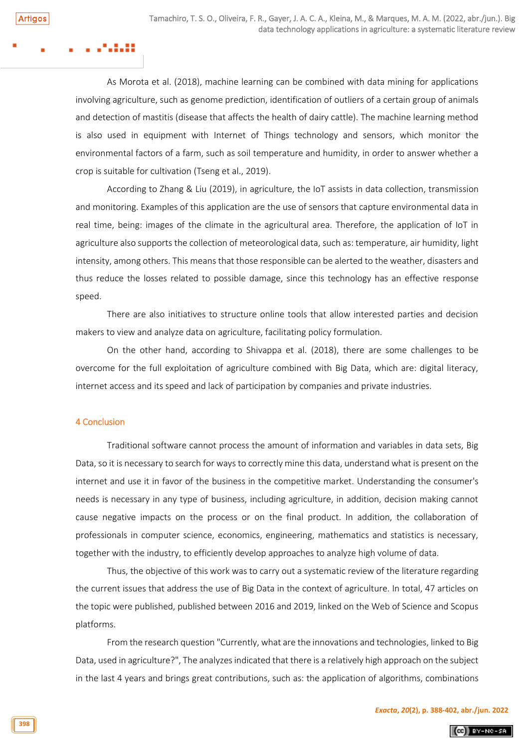As Morota et al. (2018), machine learning can be combined with data mining for applications involving agriculture, such as genome prediction, identification of outliers of a certain group of animals and detection of mastitis (disease that affects the health of dairy cattle). The machine learning method is also used in equipment with Internet of Things technology and sensors, which monitor the environmental factors of a farm, such as soil temperature and humidity, in order to answer whether a crop is suitable for cultivation (Tseng et al., 2019).

According to Zhang & Liu (2019), in agriculture, the IoT assists in data collection, transmission and monitoring. Examples of this application are the use of sensors that capture environmental data in real time, being: images of the climate in the agricultural area. Therefore, the application of IoT in agriculture also supports the collection of meteorological data, such as: temperature, air humidity, light intensity, among others. This means that those responsible can be alerted to the weather, disasters and thus reduce the losses related to possible damage, since this technology has an effective response speed.

There are also initiatives to structure online tools that allow interested parties and decision makers to view and analyze data on agriculture, facilitating policy formulation.

On the other hand, according to Shivappa et al. (2018), there are some challenges to be overcome for the full exploitation of agriculture combined with Big Data, which are: digital literacy, internet access and its speed and lack of participation by companies and private industries.

## 4 Conclusion

Traditional software cannot process the amount of information and variables in data sets, Big Data, so it is necessary to search for ways to correctly mine this data, understand what is present on the internet and use it in favor of the business in the competitive market. Understanding the consumer's needs is necessary in any type of business, including agriculture, in addition, decision making cannot cause negative impacts on the process or on the final product. In addition, the collaboration of professionals in computer science, economics, engineering, mathematics and statistics is necessary, together with the industry, to efficiently develop approaches to analyze high volume of data.

Thus, the objective of this work was to carry out a systematic review of the literature regarding the current issues that address the use of Big Data in the context of agriculture. In total, 47 articles on the topic were published, published between 2016 and 2019, linked on the Web of Science and Scopus platforms.

From the research question "Currently, what are the innovations and technologies, linked to Big Data, used in agriculture?", The analyzes indicated that there is a relatively high approach on the subject in the last 4 years and brings great contributions, such as: the application of algorithms, combinations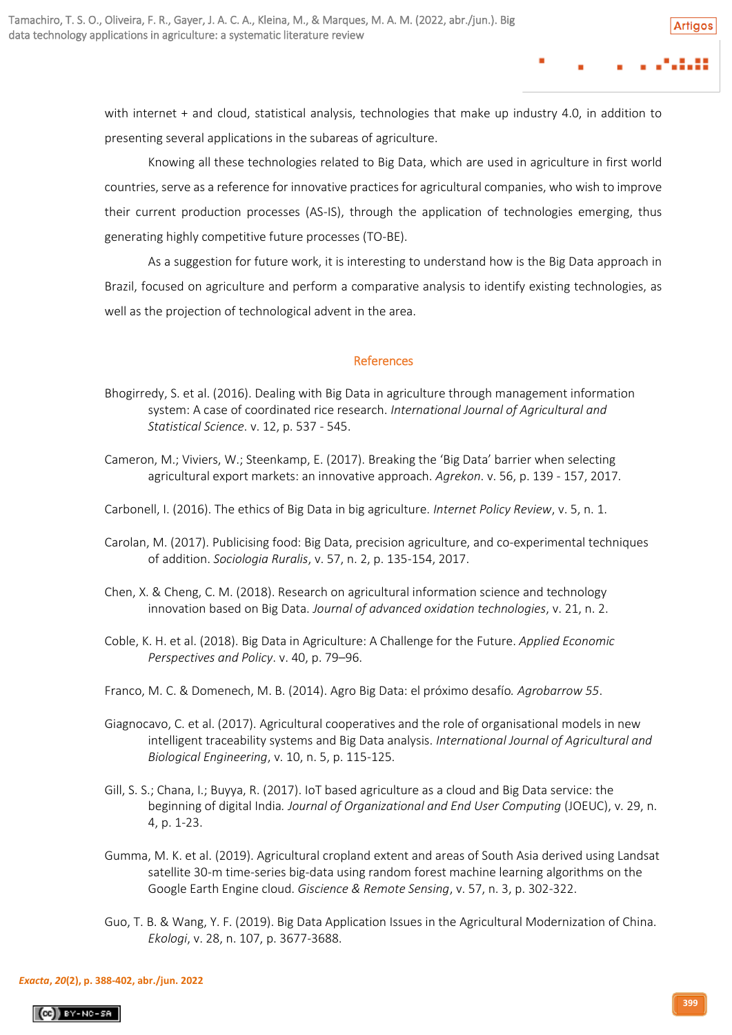with internet + and cloud, statistical analysis, technologies that make up industry 4.0, in addition to presenting several applications in the subareas of agriculture.

Knowing all these technologies related to Big Data, which are used in agriculture in first world countries, serve as a reference for innovative practices for agricultural companies, who wish to improve their current production processes (AS-IS), through the application of technologies emerging, thus generating highly competitive future processes (TO-BE).

As a suggestion for future work, it is interesting to understand how is the Big Data approach in Brazil, focused on agriculture and perform a comparative analysis to identify existing technologies, as well as the projection of technological advent in the area.

## References

Bhogirredy, S. et al. (2016). Dealing with Big Data in agriculture through management information system: A case of coordinated rice research. *International Journal of Agricultural and Statistical Science*. v. 12, p. 537 - 545.

Cameron, M.; Viviers, W.; Steenkamp, E. (2017). Breaking the 'Big Data' barrier when selecting agricultural export markets: an innovative approach. *Agrekon*. v. 56, p. 139 - 157, 2017.

Carbonell, I. (2016). The ethics of Big Data in big agriculture. *Internet Policy Review*, v. 5, n. 1.

Carolan, M. (2017). Publicising food: Big Data, precision agriculture, and co-experimental techniques of addition. *Sociologia Ruralis*, v. 57, n. 2, p. 135-154, 2017.

Chen, X. & Cheng, C. M. (2018). Research on agricultural information science and technology innovation based on Big Data. *Journal of advanced oxidation technologies*, v. 21, n. 2.

Coble, K. H. et al. (2018). Big Data in Agriculture: A Challenge for the Future. *Applied Economic Perspectives and Policy*. v. 40, p. 79–96.

Franco, M. C. & Domenech, M. B. (2014). Agro Big Data: el próximo desafío. *Agrobarrow 55*.

Giagnocavo, C. et al. (2017). Agricultural cooperatives and the role of organisational models in new intelligent traceability systems and Big Data analysis. *International Journal of Agricultural and Biological Engineering*, v. 10, n. 5, p. 115-125.

Gill, S. S.; Chana, I.; Buyya, R. (2017). IoT based agriculture as a cloud and Big Data service: the beginning of digital India. *Journal of Organizational and End User Computing* (JOEUC), v. 29, n. 4, p. 1-23.

Gumma, M. K. et al. (2019). Agricultural cropland extent and areas of South Asia derived using Landsat satellite 30-m time-series big-data using random forest machine learning algorithms on the Google Earth Engine cloud. *Giscience & Remote Sensing*, v. 57, n. 3, p. 302-322.

Guo, T. B. & Wang, Y. F. (2019). Big Data Application Issues in the Agricultural Modernization of China. *Ekologi*, v. 28, n. 107, p. 3677-3688.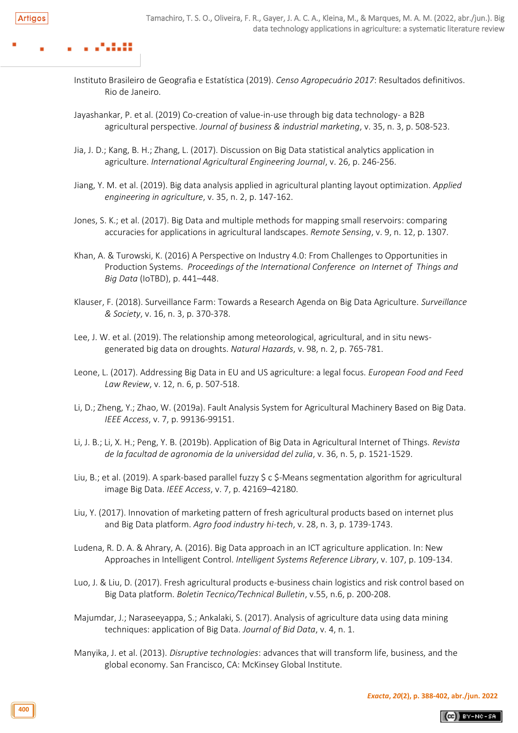Instituto Brasileiro de Geografia e Estatística (2019). *Censo Agropecuário 2017*: Resultados definitivos. Rio de Janeiro.

Jayashankar, P. et al. (2019) Co-creation of value-in-use through big data technology- a B2B agricultural perspective. *Journal of business & industrial marketing*, v. 35, n. 3, p. 508-523.

Jia, J. D.; Kang, B. H.; Zhang, L. (2017). Discussion on Big Data statistical analytics application in agriculture. *International Agricultural Engineering Journal*, v. 26, p. 246-256.

Jiang, Y. M. et al. (2019). Big data analysis applied in agricultural planting layout optimization. *Applied engineering in agriculture*, v. 35, n. 2, p. 147-162.

Jones, S. K.; et al. (2017). Big Data and multiple methods for mapping small reservoirs: comparing accuracies for applications in agricultural landscapes. *Remote Sensing*, v. 9, n. 12, p. 1307.

Khan, A. & Turowski, K. (2016) A Perspective on Industry 4.0: From Challenges to Opportunities in Production Systems. *Proceedings of the International Conference on Internet of Things and Big Data* (IoTBD), p. 441–448.

Klauser, F. (2018). Surveillance Farm: Towards a Research Agenda on Big Data Agriculture. *Surveillance & Society*, v. 16, n. 3, p. 370-378.

Lee, J. W. et al. (2019). The relationship among meteorological, agricultural, and in situ news-generated big data on droughts. *Natural Hazards*, v. 98, n. 2, p. 765-781.

Leone, L. (2017). Addressing Big Data in EU and US agriculture: a legal focus. *European Food and Feed Law Review*, v. 12, n. 6, p. 507-518.

Li, D.; Zheng, Y.; Zhao, W. (2019a). Fault Analysis System for Agricultural Machinery Based on Big Data. *IEEE Access*, v. 7, p. 99136-99151.

Li, J. B.; Li, X. H.; Peng, Y. B. (2019b). Application of Big Data in Agricultural Internet of Things. *Revista de la facultad de agronomia de la universidad del zulia*, v. 36, n. 5, p. 1521-1529.

Liu, B.; et al. (2019). A spark-based parallel fuzzy $ c $-Means segmentation algorithm for agricultural image Big Data. *IEEE Access*, v. 7, p. 42169–42180.

Liu, Y. (2017). Innovation of marketing pattern of fresh agricultural products based on internet plus and Big Data platform. *Agro food industry hi-tech*, v. 28, n. 3, p. 1739-1743.

Ludena, R. D. A. & Ahrary, A. (2016). Big Data approach in an ICT agriculture application. In: New Approaches in Intelligent Control. *Intelligent Systems Reference Library*, v. 107, p. 109-134.

Luo, J. & Liu, D. (2017). Fresh agricultural products e-business chain logistics and risk control based on Big Data platform. *Boletin Tecnico/Technical Bulletin*, v.55, n.6, p. 200-208.

Majumdar, J.; Naraseeyappa, S.; Ankalaki, S. (2017). Analysis of agriculture data using data mining techniques: application of Big Data. *Journal of Bid Data*, v. 4, n. 1.

Manyika, J. et al. (2013). *Disruptive technologies*: advances that will transform life, business, and the global economy. San Francisco, CA: McKinsey Global Institute.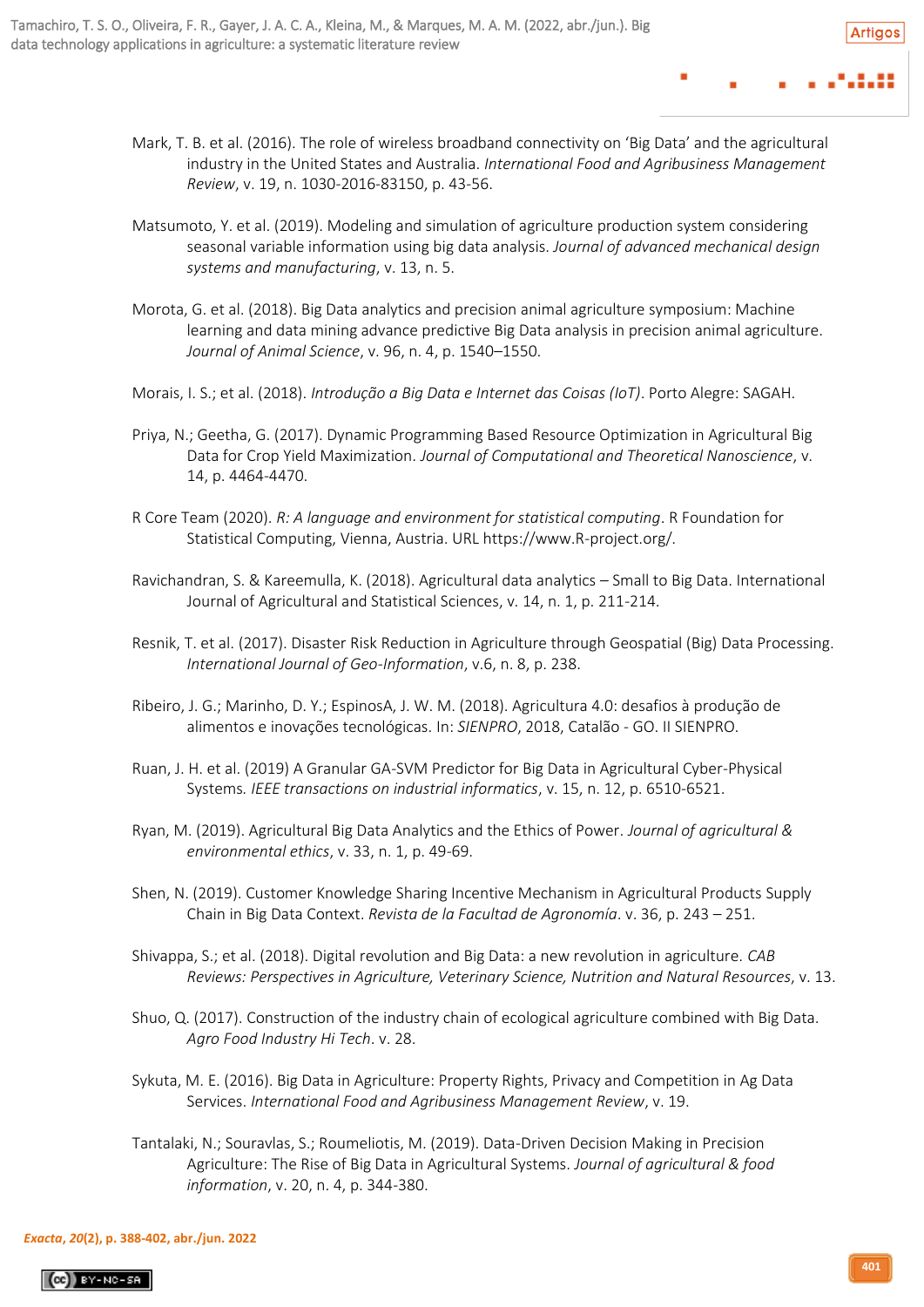Mark, T. B. et al. (2016). The role of wireless broadband connectivity on 'Big Data' and the agricultural industry in the United States and Australia. *International Food and Agribusiness Management Review*, v. 19, n. 1030-2016-83150, p. 43-56.

Matsumoto, Y. et al. (2019). Modeling and simulation of agriculture production system considering seasonal variable information using big data analysis. *Journal of advanced mechanical design systems and manufacturing*, v. 13, n. 5.

Morota, G. et al. (2018). Big Data analytics and precision animal agriculture symposium: Machine learning and data mining advance predictive Big Data analysis in precision animal agriculture. *Journal of Animal Science*, v. 96, n. 4, p. 1540–1550.

Morais, I. S.; et al. (2018). *Introdução a Big Data e Internet das Coisas (IoT)*. Porto Alegre: SAGAH.

Priya, N.; Geetha, G. (2017). Dynamic Programming Based Resource Optimization in Agricultural Big Data for Crop Yield Maximization. *Journal of Computational and Theoretical Nanoscience*, v. 14, p. 4464-4470.

R Core Team (2020). *R: A language and environment for statistical computing*. R Foundation for Statistical Computing, Vienna, Austria. URL https://www.R-project.org/.

Ravichandran, S. & Kareemulla, K. (2018). Agricultural data analytics – Small to Big Data. International Journal of Agricultural and Statistical Sciences, v. 14, n. 1, p. 211-214.

Resnik, T. et al. (2017). Disaster Risk Reduction in Agriculture through Geospatial (Big) Data Processing. *International Journal of Geo-Information*, v.6, n. 8, p. 238.

Ribeiro, J. G.; Marinho, D. Y.; EspinosA, J. W. M. (2018). Agricultura 4.0: desafios à produção de alimentos e inovações tecnológicas. In: *SIENPRO*, 2018, Catalão - GO. II SIENPRO.

Ruan, J. H. et al. (2019) A Granular GA-SVM Predictor for Big Data in Agricultural Cyber-Physical Systems*. IEEE transactions on industrial informatics*, v. 15, n. 12, p. 6510-6521.

Ryan, M. (2019). Agricultural Big Data Analytics and the Ethics of Power. *Journal of agricultural & environmental ethics*, v. 33, n. 1, p. 49-69.

Shen, N. (2019). Customer Knowledge Sharing Incentive Mechanism in Agricultural Products Supply Chain in Big Data Context. *Revista de la Facultad de Agronomía*. v. 36, p. 243 – 251.

Shivappa, S.; et al. (2018). Digital revolution and Big Data: a new revolution in agriculture. *CAB Reviews: Perspectives in Agriculture, Veterinary Science, Nutrition and Natural Resources*, v. 13.

Shuo, Q. (2017). Construction of the industry chain of ecological agriculture combined with Big Data. *Agro Food Industry Hi Tech*. v. 28.

Sykuta, M. E. (2016). Big Data in Agriculture: Property Rights, Privacy and Competition in Ag Data Services. *International Food and Agribusiness Management Review*, v. 19.

Tantalaki, N.; Souravlas, S.; Roumeliotis, M. (2019). Data-Driven Decision Making in Precision Agriculture: The Rise of Big Data in Agricultural Systems. *Journal of agricultural & food information*, v. 20, n. 4, p. 344-380.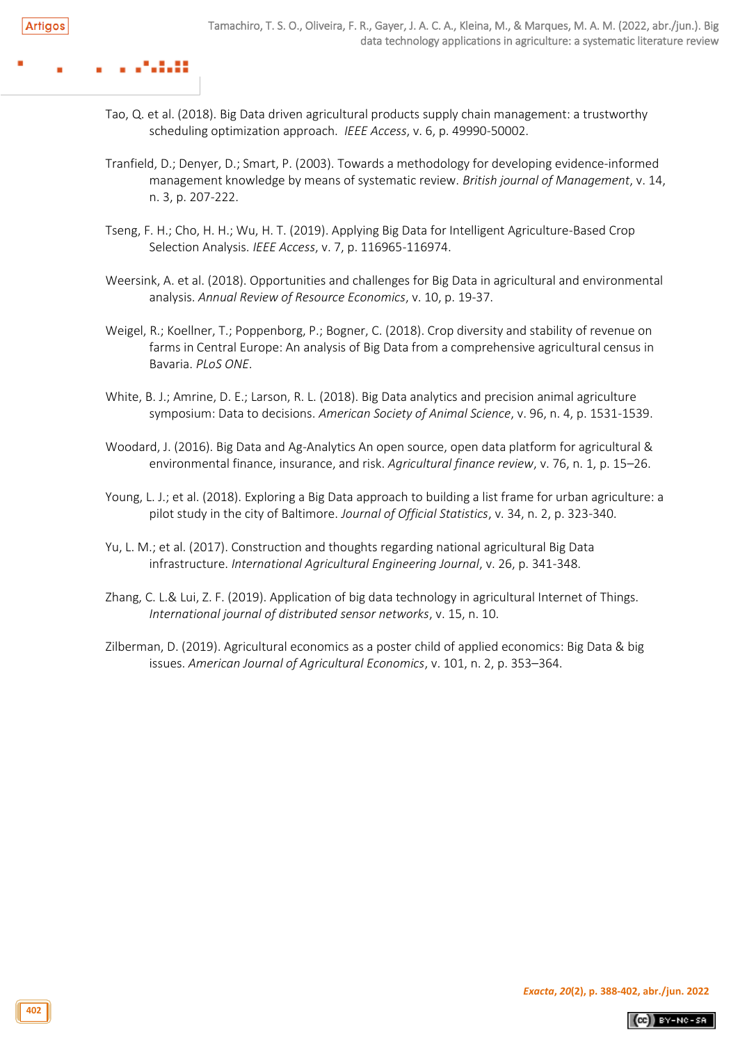Tao, Q. et al. (2018). Big Data driven agricultural products supply chain management: a trustworthy scheduling optimization approach. *IEEE Access*, v. 6, p. 49990-50002.

Tranfield, D.; Denyer, D.; Smart, P. (2003). Towards a methodology for developing evidence-informed management knowledge by means of systematic review. *British journal of Management*, v. 14, n. 3, p. 207-222.

Tseng, F. H.; Cho, H. H.; Wu, H. T. (2019). Applying Big Data for Intelligent Agriculture-Based Crop Selection Analysis. *IEEE Access*, v. 7, p. 116965-116974.

Weersink, A. et al. (2018). Opportunities and challenges for Big Data in agricultural and environmental analysis. *Annual Review of Resource Economics*, v. 10, p. 19-37.

Weigel, R.; Koellner, T.; Poppenborg, P.; Bogner, C. (2018). Crop diversity and stability of revenue on farms in Central Europe: An analysis of Big Data from a comprehensive agricultural census in Bavaria. *PLoS ONE*.

White, B. J.; Amrine, D. E.; Larson, R. L. (2018). Big Data analytics and precision animal agriculture symposium: Data to decisions. *American Society of Animal Science*, v. 96, n. 4, p. 1531-1539.

Woodard, J. (2016). Big Data and Ag-Analytics An open source, open data platform for agricultural & environmental finance, insurance, and risk. *Agricultural finance review*, v. 76, n. 1, p. 15–26.

Young, L. J.; et al. (2018). Exploring a Big Data approach to building a list frame for urban agriculture: a pilot study in the city of Baltimore. *Journal of Official Statistics*, v. 34, n. 2, p. 323-340.

Yu, L. M.; et al. (2017). Construction and thoughts regarding national agricultural Big Data infrastructure. *International Agricultural Engineering Journal*, v. 26, p. 341-348.

Zhang, C. L.& Lui, Z. F. (2019). Application of big data technology in agricultural Internet of Things. *International journal of distributed sensor networks*, v. 15, n. 10.

Zilberman, D. (2019). Agricultural economics as a poster child of applied economics: Big Data & big issues. *American Journal of Agricultural Economics*, v. 101, n. 2, p. 353–364.